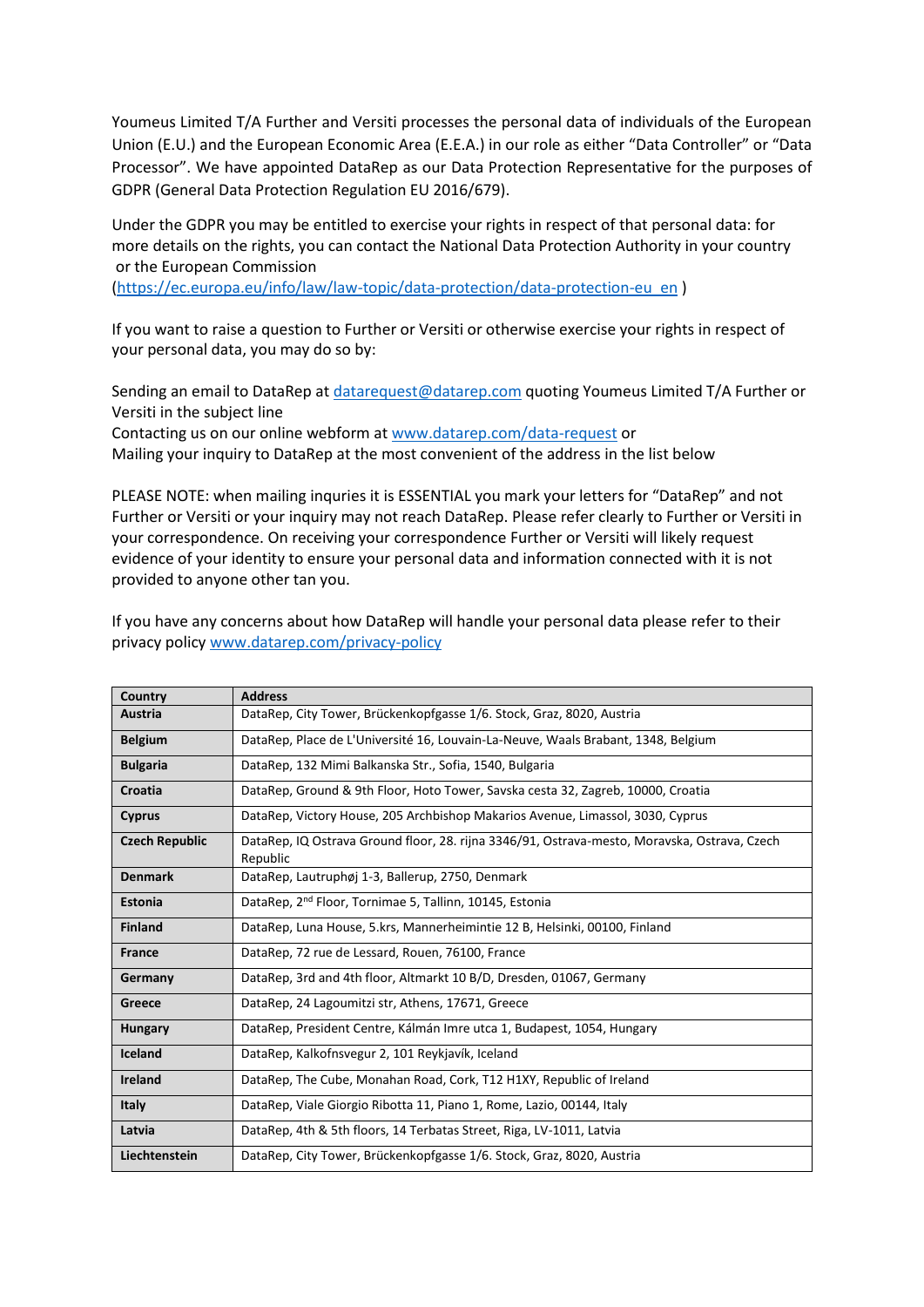Youmeus Limited T/A Further and Versiti processes the personal data of individuals of the European Union (E.U.) and the European Economic Area (E.E.A.) in our role as either "Data Controller" or "Data Processor". We have appointed DataRep as our Data Protection Representative for the purposes of GDPR (General Data Protection Regulation EU 2016/679).

Under the GDPR you may be entitled to exercise your rights in respect of that personal data: for more details on the rights, you can contact the National Data Protection Authority in your country or the European Commission (https://ec.europa.eu/info/law/law-topic/data-protection/data-protection-eu_en )

If you want to raise a question to Further or Versiti or otherwise exercise your rights in respect of your personal data, you may do so by:

Sending an email to DataRep at datarequest@datarep.com quoting Youmeus Limited T/A Further or Versiti in the subject line
Contacting us on our online webform at www.datarep.com/data-request or
Mailing your inquiry to DataRep at the most convenient of the address in the list below

PLEASE NOTE: when mailing inquries it is ESSENTIAL you mark your letters for "DataRep" and not Further or Versiti or your inquiry may not reach DataRep. Please refer clearly to Further or Versiti in your correspondence. On receiving your correspondence Further or Versiti will likely request evidence of your identity to ensure your personal data and information connected with it is not provided to anyone other tan you.

If you have any concerns about how DataRep will handle your personal data please refer to their privacy policy www.datarep.com/privacy-policy

| Country | Address |
|---|---|
| **Austria** | DataRep, City Tower, Brückenkopfgasse 1/6. Stock, Graz, 8020, Austria |
| **Belgium** | DataRep, Place de L'Université 16, Louvain-La-Neuve, Waals Brabant, 1348, Belgium |
| **Bulgaria** | DataRep, 132 Mimi Balkanska Str., Sofia, 1540, Bulgaria |
| **Croatia** | DataRep, Ground & 9th Floor, Hoto Tower, Savska cesta 32, Zagreb, 10000, Croatia |
| **Cyprus** | DataRep, Victory House, 205 Archbishop Makarios Avenue, Limassol, 3030, Cyprus |
| **Czech Republic** | DataRep, IQ Ostrava Ground floor, 28. rijna 3346/91, Ostrava-mesto, Moravska, Ostrava, Czech Republic |
| **Denmark** | DataRep, Lautruphøj 1-3, Ballerup, 2750, Denmark |
| **Estonia** | DataRep, 2nd Floor, Tornimae 5, Tallinn, 10145, Estonia |
| **Finland** | DataRep, Luna House, 5.krs, Mannerheimintie 12 B, Helsinki, 00100, Finland |
| **France** | DataRep, 72 rue de Lessard, Rouen, 76100, France |
| **Germany** | DataRep, 3rd and 4th floor, Altmarkt 10 B/D, Dresden, 01067, Germany |
| **Greece** | DataRep, 24 Lagoumitzi str, Athens, 17671, Greece |
| **Hungary** | DataRep, President Centre, Kálmán Imre utca 1, Budapest, 1054, Hungary |
| **Iceland** | DataRep, Kalkofnsvegur 2, 101 Reykjavík, Iceland |
| **Ireland** | DataRep, The Cube, Monahan Road, Cork, T12 H1XY, Republic of Ireland |
| **Italy** | DataRep, Viale Giorgio Ribotta 11, Piano 1, Rome, Lazio, 00144, Italy |
| **Latvia** | DataRep, 4th & 5th floors, 14 Terbatas Street, Riga, LV-1011, Latvia |
| **Liechtenstein** | DataRep, City Tower, Brückenkopfgasse 1/6. Stock, Graz, 8020, Austria |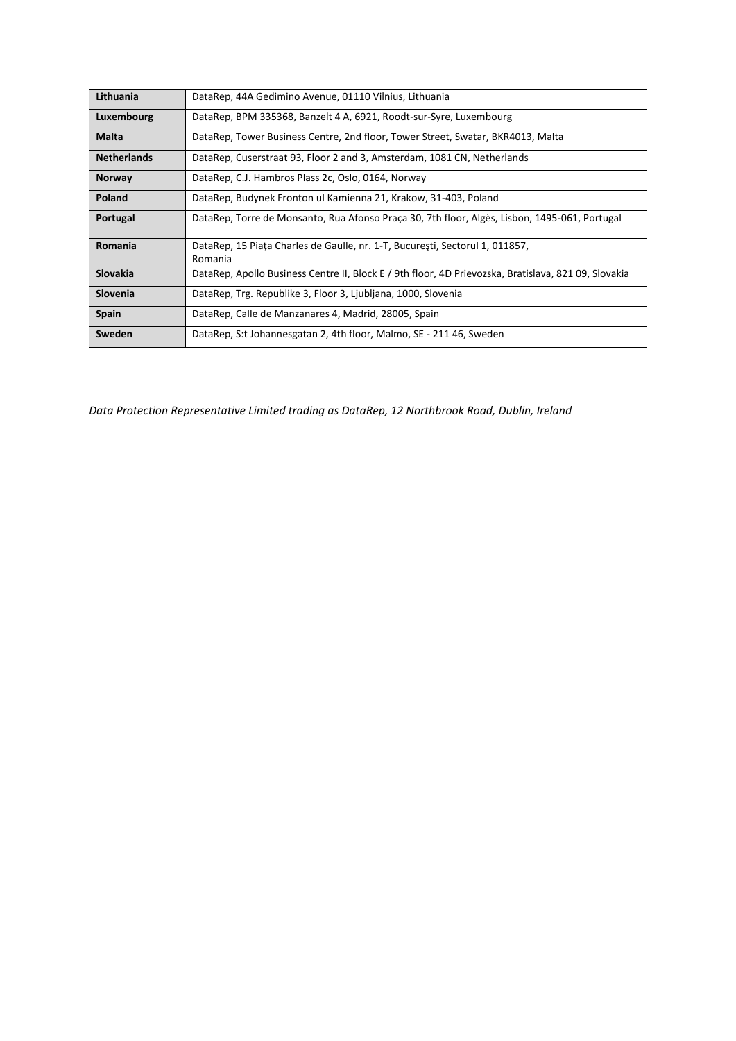| | |
|---|---|
| **Lithuania** | DataRep, 44A Gedimino Avenue, 01110 Vilnius, Lithuania |
| **Luxembourg** | DataRep, BPM 335368, Banzelt 4 A, 6921, Roodt-sur-Syre, Luxembourg |
| **Malta** | DataRep, Tower Business Centre, 2nd floor, Tower Street, Swatar, BKR4013, Malta |
| **Netherlands** | DataRep, Cuserstraat 93, Floor 2 and 3, Amsterdam, 1081 CN, Netherlands |
| **Norway** | DataRep, C.J. Hambros Plass 2c, Oslo, 0164, Norway |
| **Poland** | DataRep, Budynek Fronton ul Kamienna 21, Krakow, 31-403, Poland |
| **Portugal** | DataRep, Torre de Monsanto, Rua Afonso Praça 30, 7th floor, Algès, Lisbon, 1495-061, Portugal |
| **Romania** | DataRep, 15 Piaţa Charles de Gaulle, nr. 1-T, Bucureşti, Sectorul 1, 011857, Romania |
| **Slovakia** | DataRep, Apollo Business Centre II, Block E / 9th floor, 4D Prievozska, Bratislava, 821 09, Slovakia |
| **Slovenia** | DataRep, Trg. Republike 3, Floor 3, Ljubljana, 1000, Slovenia |
| **Spain** | DataRep, Calle de Manzanares 4, Madrid, 28005, Spain |
| **Sweden** | DataRep, S:t Johannesgatan 2, 4th floor, Malmo, SE - 211 46, Sweden |

*Data Protection Representative Limited trading as DataRep, 12 Northbrook Road, Dublin, Ireland*